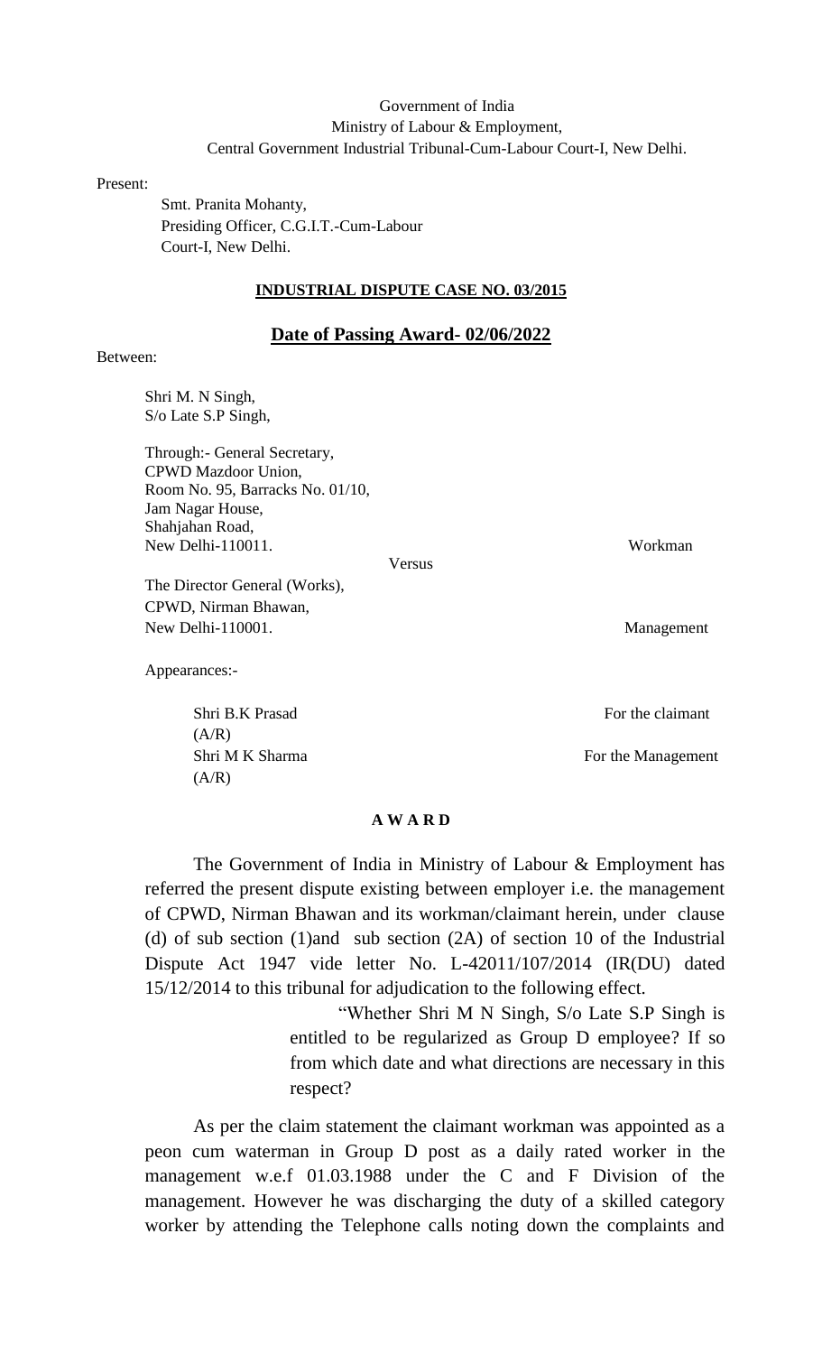Government of India
Ministry of Labour & Employment,
Central Government Industrial Tribunal-Cum-Labour Court-I, New Delhi.

Present:

Smt. Pranita Mohanty,
Presiding Officer, C.G.I.T.-Cum-Labour
Court-I, New Delhi.

**INDUSTRIAL DISPUTE CASE NO. 03/2015**

**Date of Passing Award- 02/06/2022**

Between:

Shri M. N Singh,
S/o Late S.P Singh,

Through:- General Secretary,
CPWD Mazdoor Union,
Room No. 95, Barracks No. 01/10,
Jam Nagar House,
Shahjahan Road,
New Delhi-110011. Workman

Versus

The Director General (Works),
CPWD, Nirman Bhawan,
New Delhi-110001. Management

Appearances:-

Shri B.K Prasad (A/R) For the claimant
Shri M K Sharma (A/R) For the Management

**A W A R D**

The Government of India in Ministry of Labour & Employment has referred the present dispute existing between employer i.e. the management of CPWD, Nirman Bhawan and its workman/claimant herein, under clause (d) of sub section (1)and sub section (2A) of section 10 of the Industrial Dispute Act 1947 vide letter No. L-42011/107/2014 (IR(DU) dated 15/12/2014 to this tribunal for adjudication to the following effect.

"Whether Shri M N Singh, S/o Late S.P Singh is entitled to be regularized as Group D employee? If so from which date and what directions are necessary in this respect?

As per the claim statement the claimant workman was appointed as a peon cum waterman in Group D post as a daily rated worker in the management w.e.f 01.03.1988 under the C and F Division of the management. However he was discharging the duty of a skilled category worker by attending the Telephone calls noting down the complaints and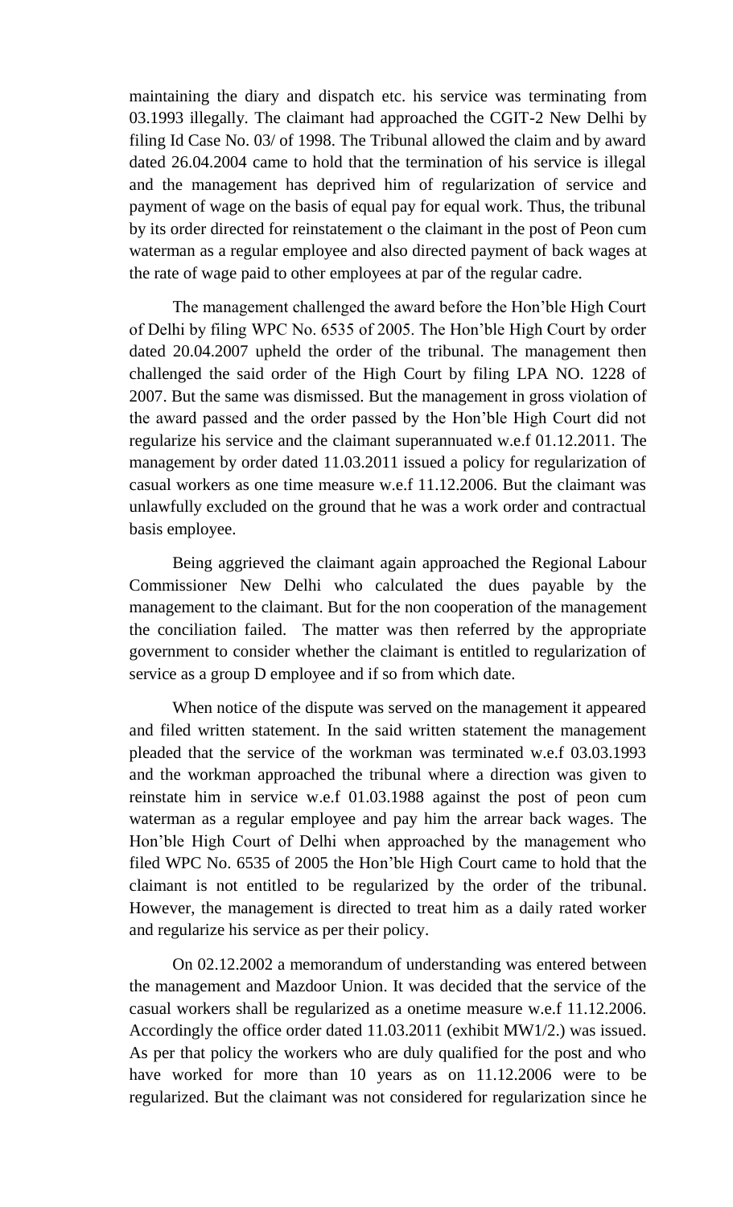maintaining the diary and dispatch etc. his service was terminating from 03.1993 illegally. The claimant had approached the CGIT-2 New Delhi by filing Id Case No. 03/ of 1998. The Tribunal allowed the claim and by award dated 26.04.2004 came to hold that the termination of his service is illegal and the management has deprived him of regularization of service and payment of wage on the basis of equal pay for equal work. Thus, the tribunal by its order directed for reinstatement o the claimant in the post of Peon cum waterman as a regular employee and also directed payment of back wages at the rate of wage paid to other employees at par of the regular cadre.

The management challenged the award before the Hon'ble High Court of Delhi by filing WPC No. 6535 of 2005. The Hon'ble High Court by order dated 20.04.2007 upheld the order of the tribunal. The management then challenged the said order of the High Court by filing LPA NO. 1228 of 2007. But the same was dismissed. But the management in gross violation of the award passed and the order passed by the Hon'ble High Court did not regularize his service and the claimant superannuated w.e.f 01.12.2011. The management by order dated 11.03.2011 issued a policy for regularization of casual workers as one time measure w.e.f 11.12.2006. But the claimant was unlawfully excluded on the ground that he was a work order and contractual basis employee.

Being aggrieved the claimant again approached the Regional Labour Commissioner New Delhi who calculated the dues payable by the management to the claimant. But for the non cooperation of the management the conciliation failed. The matter was then referred by the appropriate government to consider whether the claimant is entitled to regularization of service as a group D employee and if so from which date.

When notice of the dispute was served on the management it appeared and filed written statement. In the said written statement the management pleaded that the service of the workman was terminated w.e.f 03.03.1993 and the workman approached the tribunal where a direction was given to reinstate him in service w.e.f 01.03.1988 against the post of peon cum waterman as a regular employee and pay him the arrear back wages. The Hon'ble High Court of Delhi when approached by the management who filed WPC No. 6535 of 2005 the Hon'ble High Court came to hold that the claimant is not entitled to be regularized by the order of the tribunal. However, the management is directed to treat him as a daily rated worker and regularize his service as per their policy.

On 02.12.2002 a memorandum of understanding was entered between the management and Mazdoor Union. It was decided that the service of the casual workers shall be regularized as a onetime measure w.e.f 11.12.2006. Accordingly the office order dated 11.03.2011 (exhibit MW1/2.) was issued. As per that policy the workers who are duly qualified for the post and who have worked for more than 10 years as on 11.12.2006 were to be regularized. But the claimant was not considered for regularization since he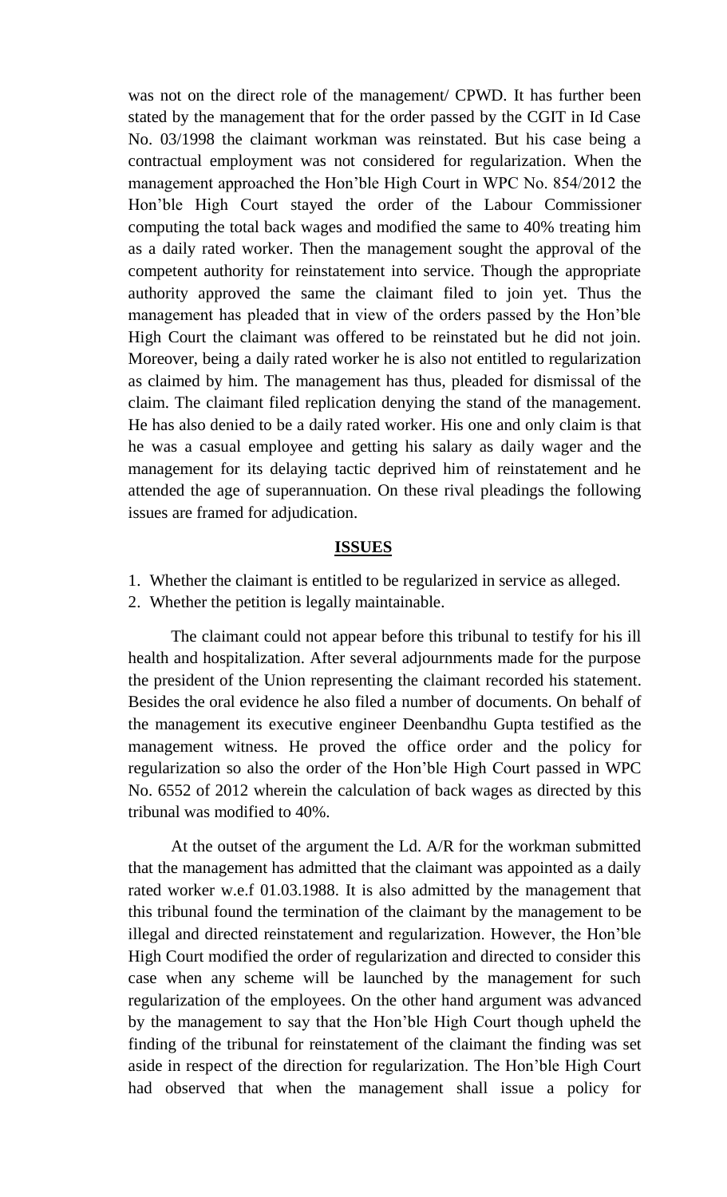was not on the direct role of the management/ CPWD. It has further been stated by the management that for the order passed by the CGIT in Id Case No. 03/1998 the claimant workman was reinstated. But his case being a contractual employment was not considered for regularization. When the management approached the Hon'ble High Court in WPC No. 854/2012 the Hon'ble High Court stayed the order of the Labour Commissioner computing the total back wages and modified the same to 40% treating him as a daily rated worker. Then the management sought the approval of the competent authority for reinstatement into service. Though the appropriate authority approved the same the claimant filed to join yet. Thus the management has pleaded that in view of the orders passed by the Hon'ble High Court the claimant was offered to be reinstated but he did not join. Moreover, being a daily rated worker he is also not entitled to regularization as claimed by him. The management has thus, pleaded for dismissal of the claim. The claimant filed replication denying the stand of the management. He has also denied to be a daily rated worker. His one and only claim is that he was a casual employee and getting his salary as daily wager and the management for its delaying tactic deprived him of reinstatement and he attended the age of superannuation. On these rival pleadings the following issues are framed for adjudication.

**ISSUES**

1. Whether the claimant is entitled to be regularized in service as alleged.
2. Whether the petition is legally maintainable.

The claimant could not appear before this tribunal to testify for his ill health and hospitalization. After several adjournments made for the purpose the president of the Union representing the claimant recorded his statement. Besides the oral evidence he also filed a number of documents. On behalf of the management its executive engineer Deenbandhu Gupta testified as the management witness. He proved the office order and the policy for regularization so also the order of the Hon'ble High Court passed in WPC No. 6552 of 2012 wherein the calculation of back wages as directed by this tribunal was modified to 40%.

At the outset of the argument the Ld. A/R for the workman submitted that the management has admitted that the claimant was appointed as a daily rated worker w.e.f 01.03.1988. It is also admitted by the management that this tribunal found the termination of the claimant by the management to be illegal and directed reinstatement and regularization. However, the Hon'ble High Court modified the order of regularization and directed to consider this case when any scheme will be launched by the management for such regularization of the employees. On the other hand argument was advanced by the management to say that the Hon'ble High Court though upheld the finding of the tribunal for reinstatement of the claimant the finding was set aside in respect of the direction for regularization. The Hon'ble High Court had observed that when the management shall issue a policy for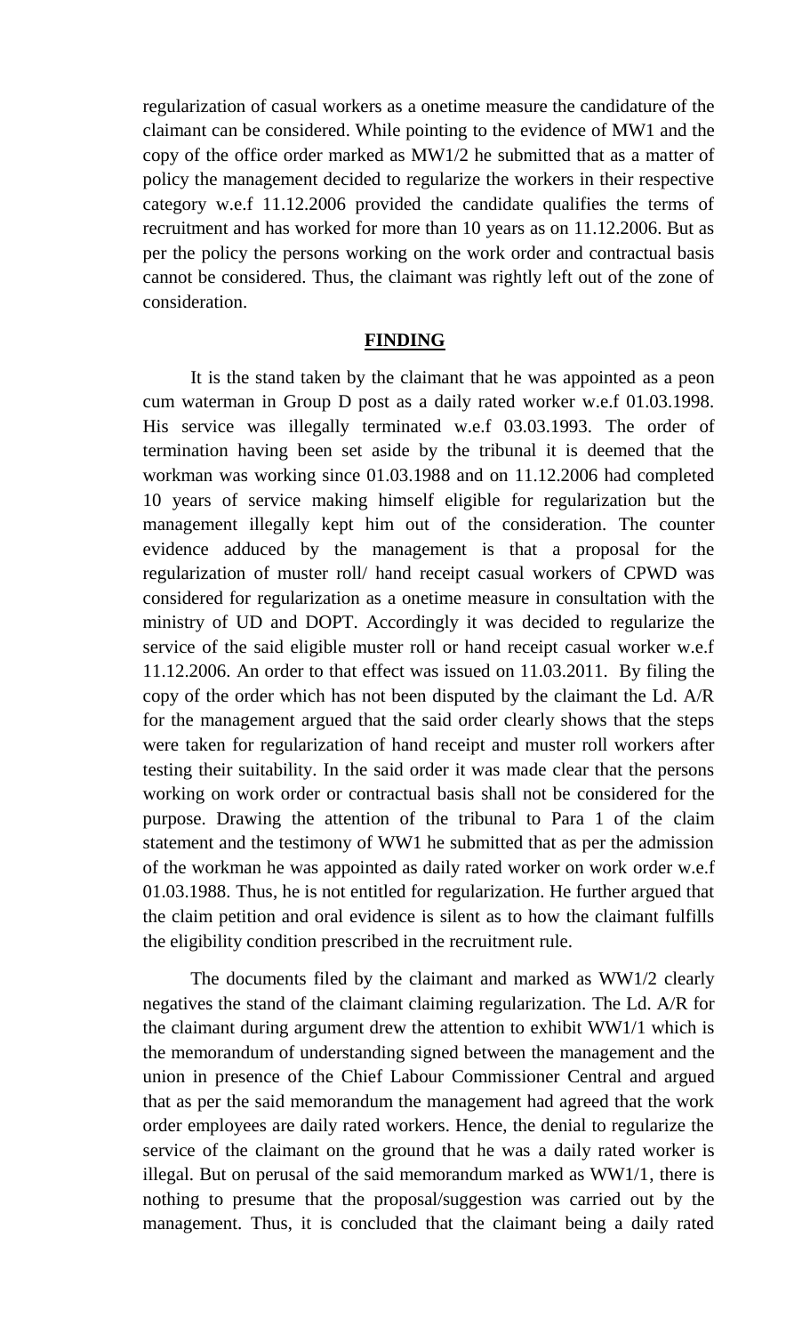regularization of casual workers as a onetime measure the candidature of the claimant can be considered. While pointing to the evidence of MW1 and the copy of the office order marked as MW1/2 he submitted that as a matter of policy the management decided to regularize the workers in their respective category w.e.f 11.12.2006 provided the candidate qualifies the terms of recruitment and has worked for more than 10 years as on 11.12.2006. But as per the policy the persons working on the work order and contractual basis cannot be considered. Thus, the claimant was rightly left out of the zone of consideration.

## FINDING

It is the stand taken by the claimant that he was appointed as a peon cum waterman in Group D post as a daily rated worker w.e.f 01.03.1998. His service was illegally terminated w.e.f 03.03.1993. The order of termination having been set aside by the tribunal it is deemed that the workman was working since 01.03.1988 and on 11.12.2006 had completed 10 years of service making himself eligible for regularization but the management illegally kept him out of the consideration. The counter evidence adduced by the management is that a proposal for the regularization of muster roll/ hand receipt casual workers of CPWD was considered for regularization as a onetime measure in consultation with the ministry of UD and DOPT. Accordingly it was decided to regularize the service of the said eligible muster roll or hand receipt casual worker w.e.f 11.12.2006. An order to that effect was issued on 11.03.2011. By filing the copy of the order which has not been disputed by the claimant the Ld. A/R for the management argued that the said order clearly shows that the steps were taken for regularization of hand receipt and muster roll workers after testing their suitability. In the said order it was made clear that the persons working on work order or contractual basis shall not be considered for the purpose. Drawing the attention of the tribunal to Para 1 of the claim statement and the testimony of WW1 he submitted that as per the admission of the workman he was appointed as daily rated worker on work order w.e.f 01.03.1988. Thus, he is not entitled for regularization. He further argued that the claim petition and oral evidence is silent as to how the claimant fulfills the eligibility condition prescribed in the recruitment rule.

The documents filed by the claimant and marked as WW1/2 clearly negatives the stand of the claimant claiming regularization. The Ld. A/R for the claimant during argument drew the attention to exhibit WW1/1 which is the memorandum of understanding signed between the management and the union in presence of the Chief Labour Commissioner Central and argued that as per the said memorandum the management had agreed that the work order employees are daily rated workers. Hence, the denial to regularize the service of the claimant on the ground that he was a daily rated worker is illegal. But on perusal of the said memorandum marked as WW1/1, there is nothing to presume that the proposal/suggestion was carried out by the management. Thus, it is concluded that the claimant being a daily rated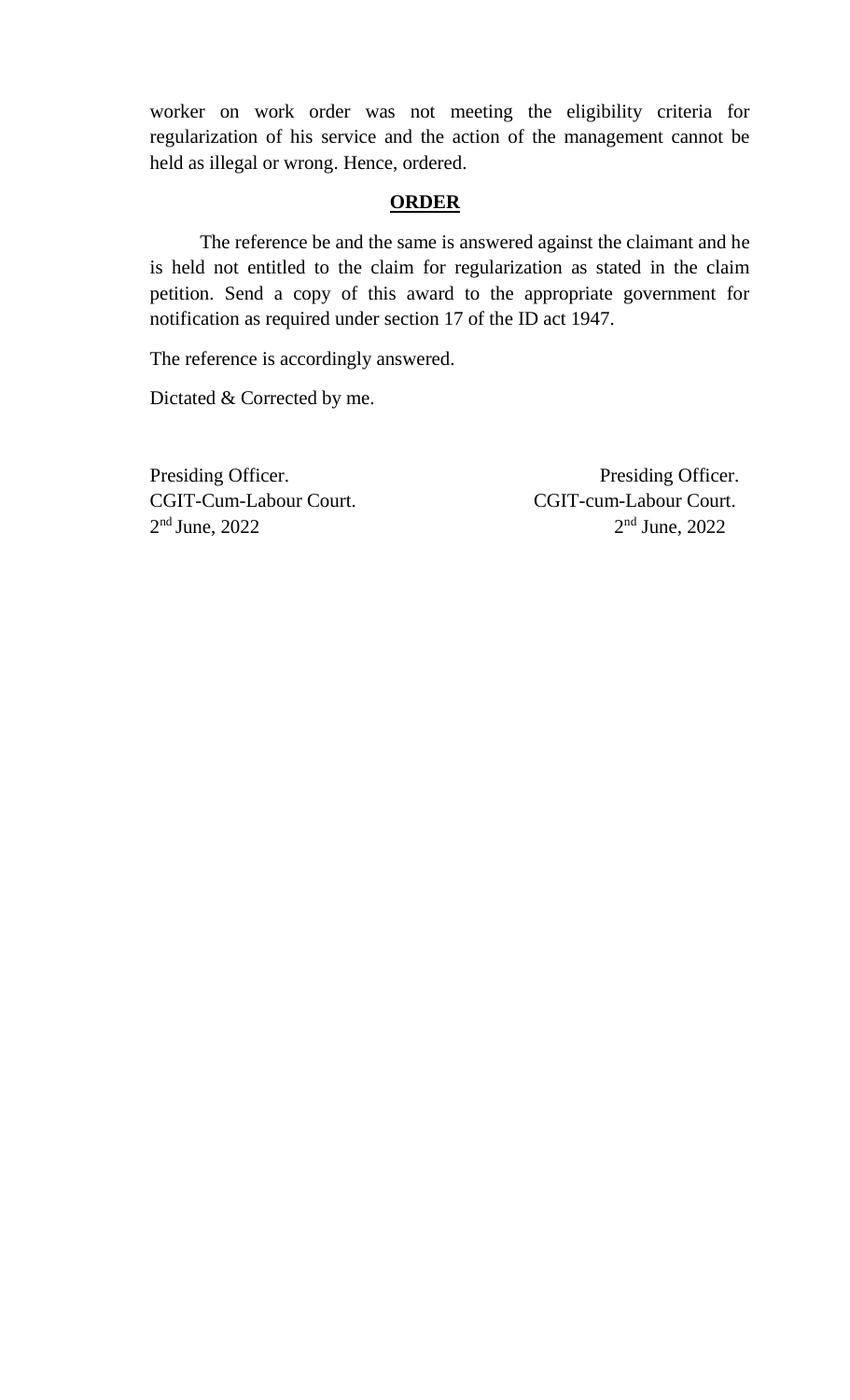worker on work order was not meeting the eligibility criteria for regularization of his service and the action of the management cannot be held as illegal or wrong. Hence, ordered.

## **ORDER**

The reference be and the same is answered against the claimant and he is held not entitled to the claim for regularization as stated in the claim petition. Send a copy of this award to the appropriate government for notification as required under section 17 of the ID act 1947.

The reference is accordingly answered.

Dictated & Corrected by me.

| | |
|---|---|
| Presiding Officer. | Presiding Officer. |
| CGIT-Cum-Labour Court. | CGIT-cum-Labour Court. |
| 2nd June, 2022 | 2nd June, 2022 |